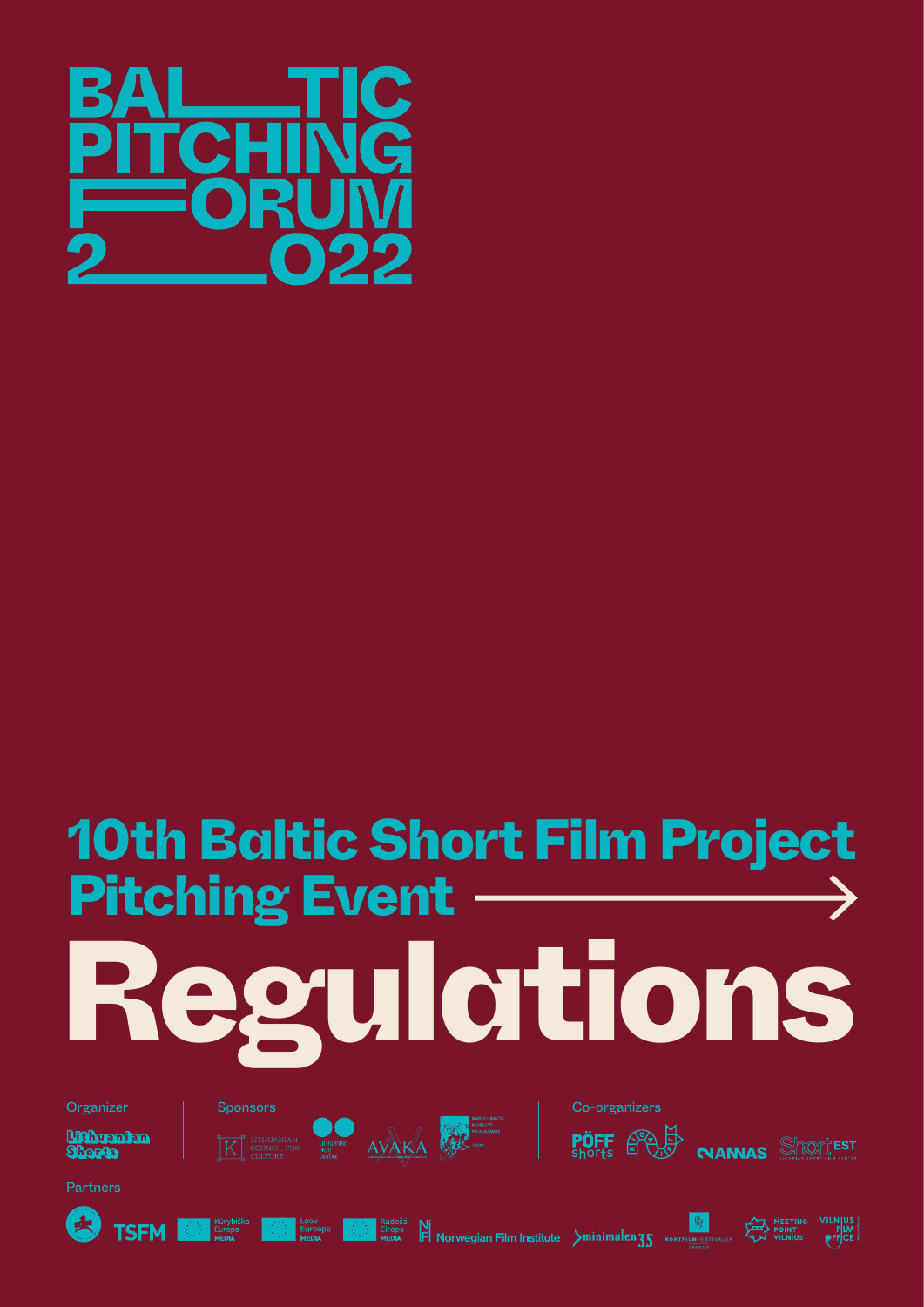# BALTIC PITCHING FORUM 2022

## 10th Baltic Short Film Project Pitching Event

# Regulations

Organizer

Lithuanian Shorts

Sponsors

Lithuanian Council for Culture

Lithuanian Film Centre

AVAKA

Nordic-Baltic Mobility Programme Culture

Co-organizers

PÖFF Shorts

NANAS

ShortEST

Partners

TSFM

Kūrybiška Europa MEDIA

Loov Euroopa MEDIA

Radošā Eiropa MEDIA

Norwegian Film Institute

minimalen 35

Kortfilmfestivalen

Meeting Point Vilnius

Vilnius Film Office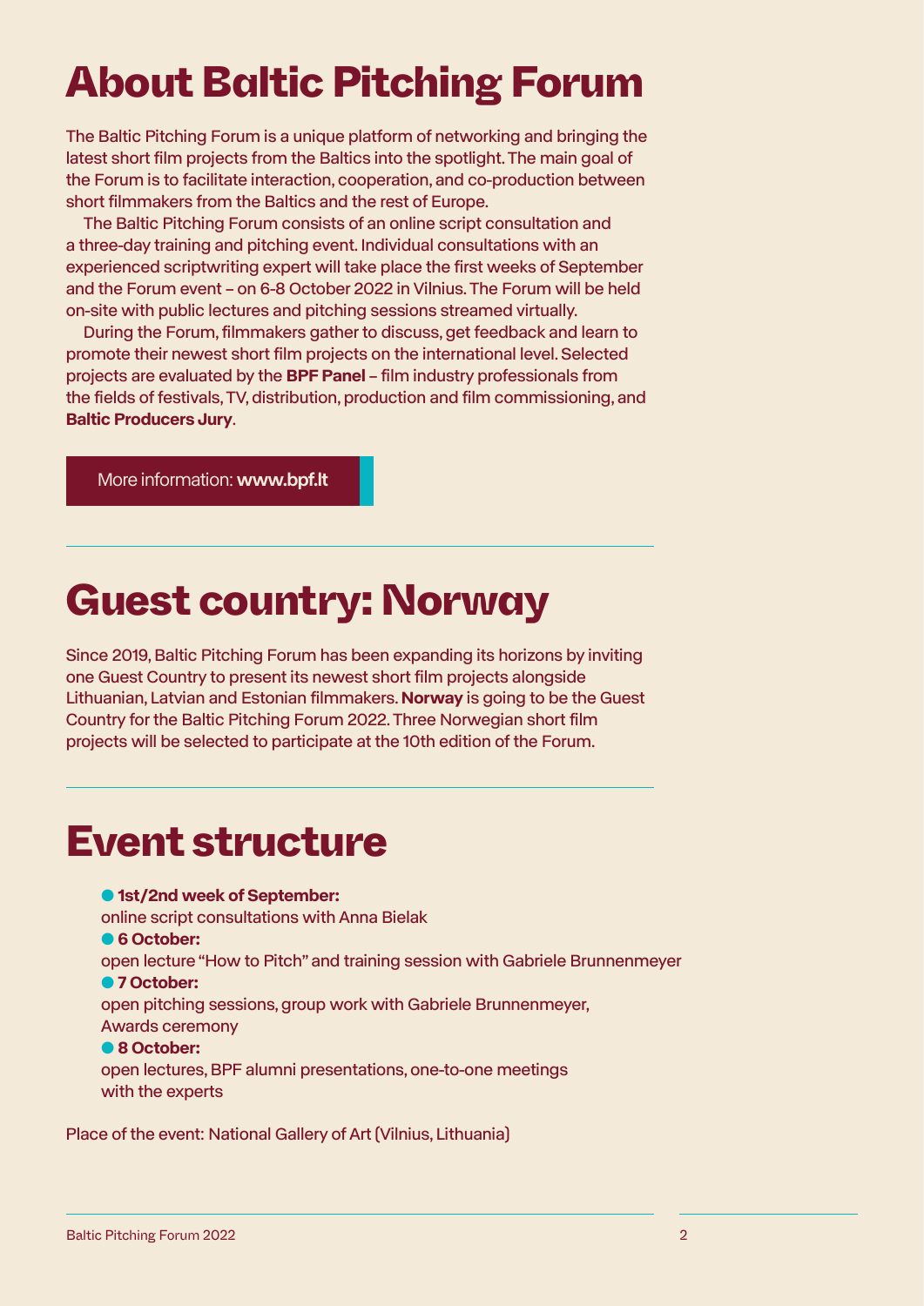# About Baltic Pitching Forum

The Baltic Pitching Forum is a unique platform of networking and bringing the latest short film projects from the Baltics into the spotlight. The main goal of the Forum is to facilitate interaction, cooperation, and co-production between short filmmakers from the Baltics and the rest of Europe.

The Baltic Pitching Forum consists of an online script consultation and a three-day training and pitching event. Individual consultations with an experienced scriptwriting expert will take place the first weeks of September and the Forum event – on 6-8 October 2022 in Vilnius. The Forum will be held on-site with public lectures and pitching sessions streamed virtually.

During the Forum, filmmakers gather to discuss, get feedback and learn to promote their newest short film projects on the international level. Selected projects are evaluated by the **BPF Panel** – film industry professionals from the fields of festivals, TV, distribution, production and film commissioning, and **Baltic Producers Jury**.

More information: **www.bpf.lt**

# Guest country: Norway

Since 2019, Baltic Pitching Forum has been expanding its horizons by inviting one Guest Country to present its newest short film projects alongside Lithuanian, Latvian and Estonian filmmakers. **Norway** is going to be the Guest Country for the Baltic Pitching Forum 2022. Three Norwegian short film projects will be selected to participate at the 10th edition of the Forum.

# Event structure

- **1st/2nd week of September:**
  online script consultations with Anna Bielak
- **6 October:**
  open lecture "How to Pitch" and training session with Gabriele Brunnenmeyer
- **7 October:**
  open pitching sessions, group work with Gabriele Brunnenmeyer, Awards ceremony
- **8 October:**
  open lectures, BPF alumni presentations, one-to-one meetings with the experts

Place of the event: National Gallery of Art (Vilnius, Lithuania)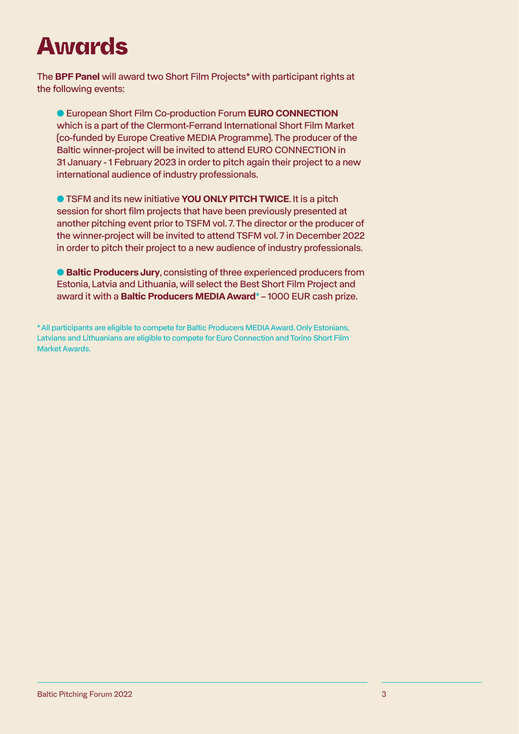# Awards

The **BPF Panel** will award two Short Film Projects* with participant rights at the following events:

- European Short Film Co-production Forum **EURO CONNECTION** which is a part of the Clermont-Ferrand International Short Film Market (co-funded by Europe Creative MEDIA Programme). The producer of the Baltic winner-project will be invited to attend EURO CONNECTION in 31 January - 1 February 2023 in order to pitch again their project to a new international audience of industry professionals.

- TSFM and its new initiative **YOU ONLY PITCH TWICE**. It is a pitch session for short film projects that have been previously presented at another pitching event prior to TSFM vol. 7. The director or the producer of the winner-project will be invited to attend TSFM vol. 7 in December 2022 in order to pitch their project to a new audience of industry professionals.

- **Baltic Producers Jury**, consisting of three experienced producers from Estonia, Latvia and Lithuania, will select the Best Short Film Project and award it with a **Baltic Producers MEDIA Award*** – 1000 EUR cash prize.

* All participants are eligible to compete for Baltic Producers MEDIA Award. Only Estonians, Latvians and Lithuanians are eligible to compete for Euro Connection and Torino Short Film Market Awards.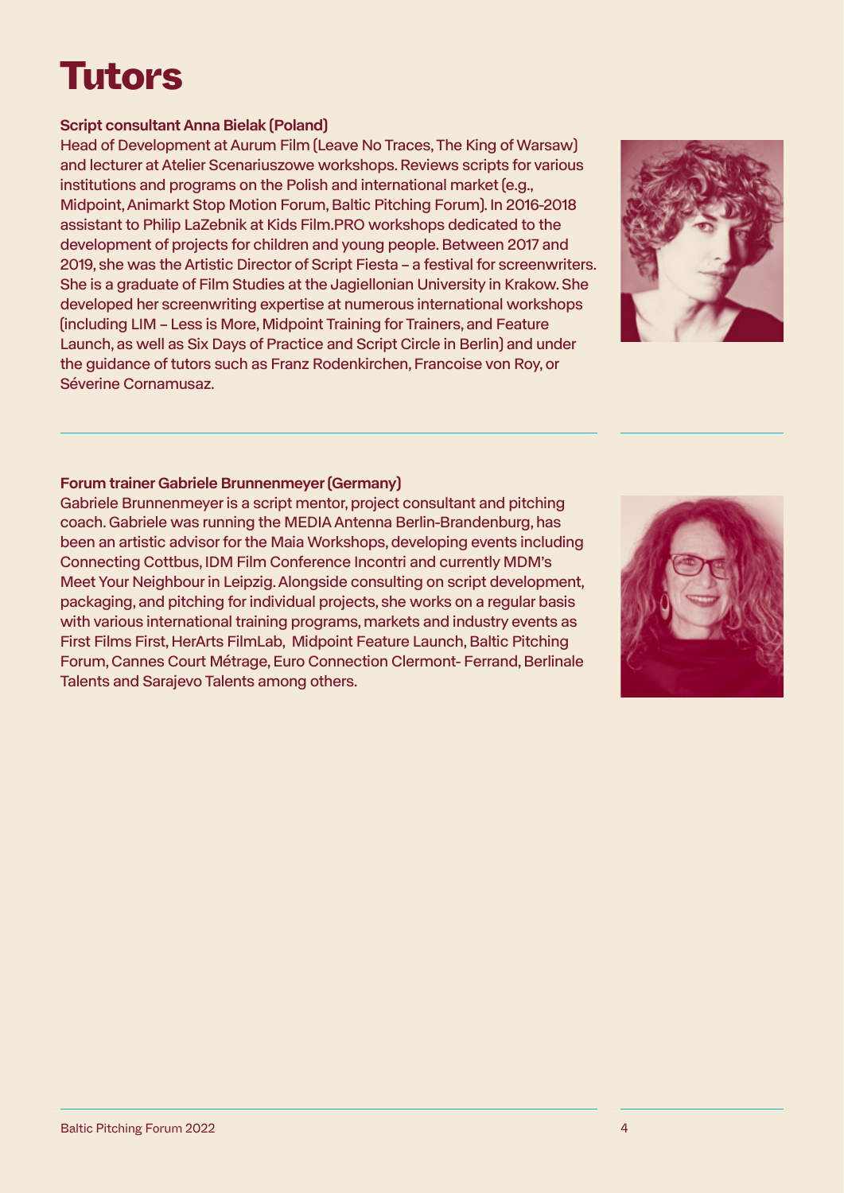# Tutors

**Script consultant Anna Bielak (Poland)**

Head of Development at Aurum Film (Leave No Traces, The King of Warsaw) and lecturer at Atelier Scenariuszowe workshops. Reviews scripts for various institutions and programs on the Polish and international market (e.g., Midpoint, Animarkt Stop Motion Forum, Baltic Pitching Forum). In 2016-2018 assistant to Philip LaZebnik at Kids Film.PRO workshops dedicated to the development of projects for children and young people. Between 2017 and 2019, she was the Artistic Director of Script Fiesta – a festival for screenwriters. She is a graduate of Film Studies at the Jagiellonian University in Krakow. She developed her screenwriting expertise at numerous international workshops (including LIM – Less is More, Midpoint Training for Trainers, and Feature Launch, as well as Six Days of Practice and Script Circle in Berlin) and under the guidance of tutors such as Franz Rodenkirchen, Francoise von Roy, or Séverine Cornamusaz.

**Forum trainer Gabriele Brunnenmeyer (Germany)**

Gabriele Brunnenmeyer is a script mentor, project consultant and pitching coach. Gabriele was running the MEDIA Antenna Berlin-Brandenburg, has been an artistic advisor for the Maia Workshops, developing events including Connecting Cottbus, IDM Film Conference Incontri and currently MDM's Meet Your Neighbour in Leipzig. Alongside consulting on script development, packaging, and pitching for individual projects, she works on a regular basis with various international training programs, markets and industry events as First Films First, HerArts FilmLab, Midpoint Feature Launch, Baltic Pitching Forum, Cannes Court Métrage, Euro Connection Clermont- Ferrand, Berlinale Talents and Sarajevo Talents among others.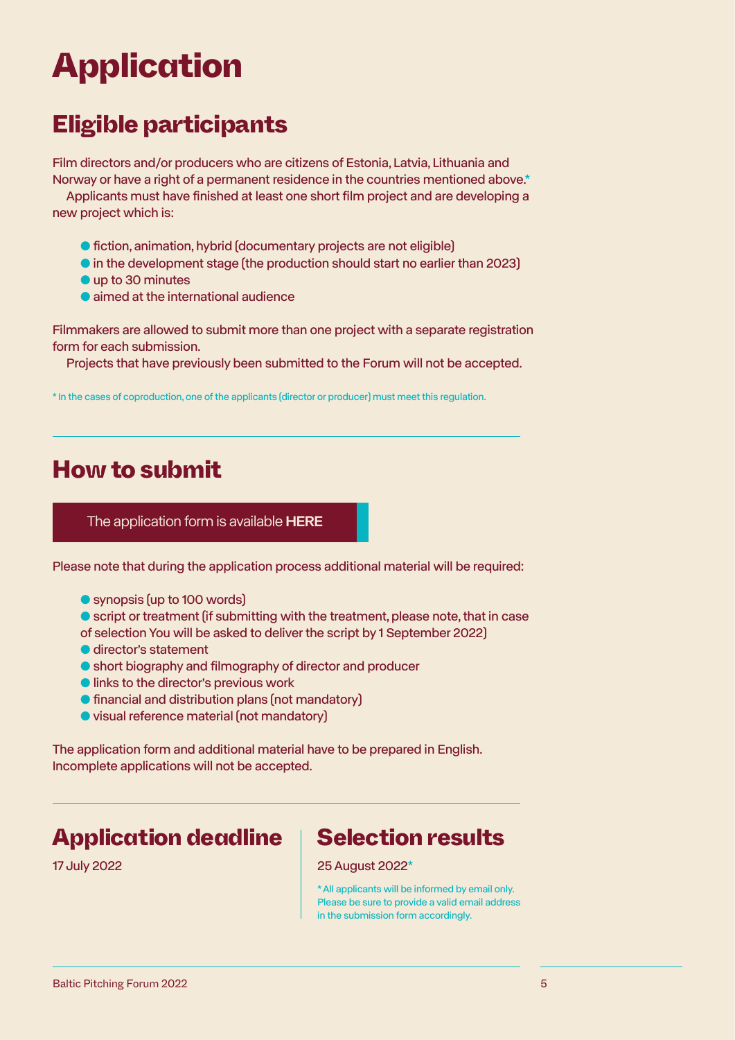# Application

## Eligible participants

Film directors and/or producers who are citizens of Estonia, Latvia, Lithuania and Norway or have a right of a permanent residence in the countries mentioned above.*

Applicants must have finished at least one short film project and are developing a new project which is:

- fiction, animation, hybrid (documentary projects are not eligible)
- in the development stage (the production should start no earlier than 2023)
- up to 30 minutes
- aimed at the international audience

Filmmakers are allowed to submit more than one project with a separate registration form for each submission.

Projects that have previously been submitted to the Forum will not be accepted.

\* In the cases of coproduction, one of the applicants (director or producer) must meet this regulation.

---

## How to submit

The application form is available **HERE**

Please note that during the application process additional material will be required:

- synopsis (up to 100 words)
- script or treatment (if submitting with the treatment, please note, that in case of selection You will be asked to deliver the script by 1 September 2022)
- director's statement
- short biography and filmography of director and producer
- links to the director's previous work
- financial and distribution plans (not mandatory)
- visual reference material (not mandatory)

The application form and additional material have to be prepared in English. Incomplete applications will not be accepted.

---

## Application deadline

17 July 2022

## Selection results

25 August 2022*

\* All applicants will be informed by email only. Please be sure to provide a valid email address in the submission form accordingly.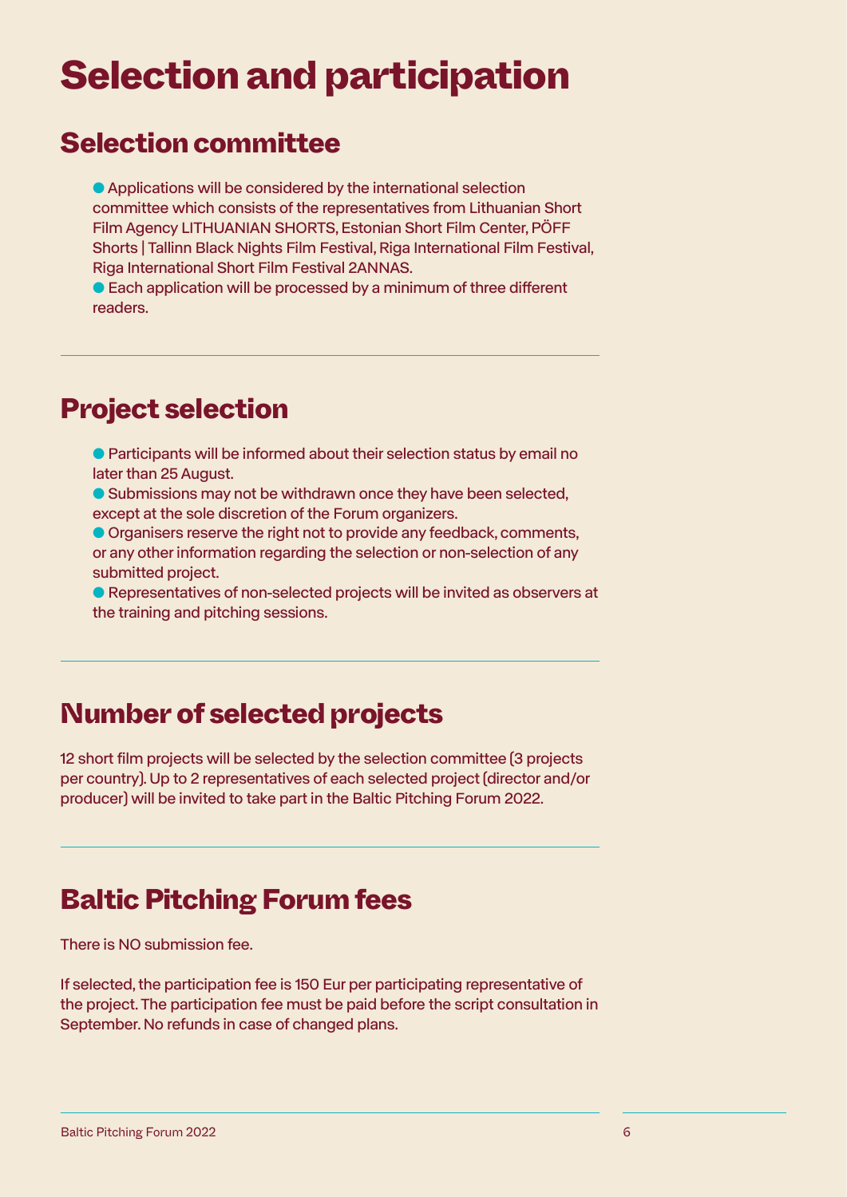# Selection and participation

## Selection committee

- Applications will be considered by the international selection committee which consists of the representatives from Lithuanian Short Film Agency LITHUANIAN SHORTS, Estonian Short Film Center, PÖFF Shorts | Tallinn Black Nights Film Festival, Riga International Film Festival, Riga International Short Film Festival 2ANNAS.
- Each application will be processed by a minimum of three different readers.

## Project selection

- Participants will be informed about their selection status by email no later than 25 August.
- Submissions may not be withdrawn once they have been selected, except at the sole discretion of the Forum organizers.
- Organisers reserve the right not to provide any feedback, comments, or any other information regarding the selection or non-selection of any submitted project.
- Representatives of non-selected projects will be invited as observers at the training and pitching sessions.

## Number of selected projects

12 short film projects will be selected by the selection committee (3 projects per country). Up to 2 representatives of each selected project (director and/or producer) will be invited to take part in the Baltic Pitching Forum 2022.

## Baltic Pitching Forum fees

There is NO submission fee.

If selected, the participation fee is 150 Eur per participating representative of the project. The participation fee must be paid before the script consultation in September. No refunds in case of changed plans.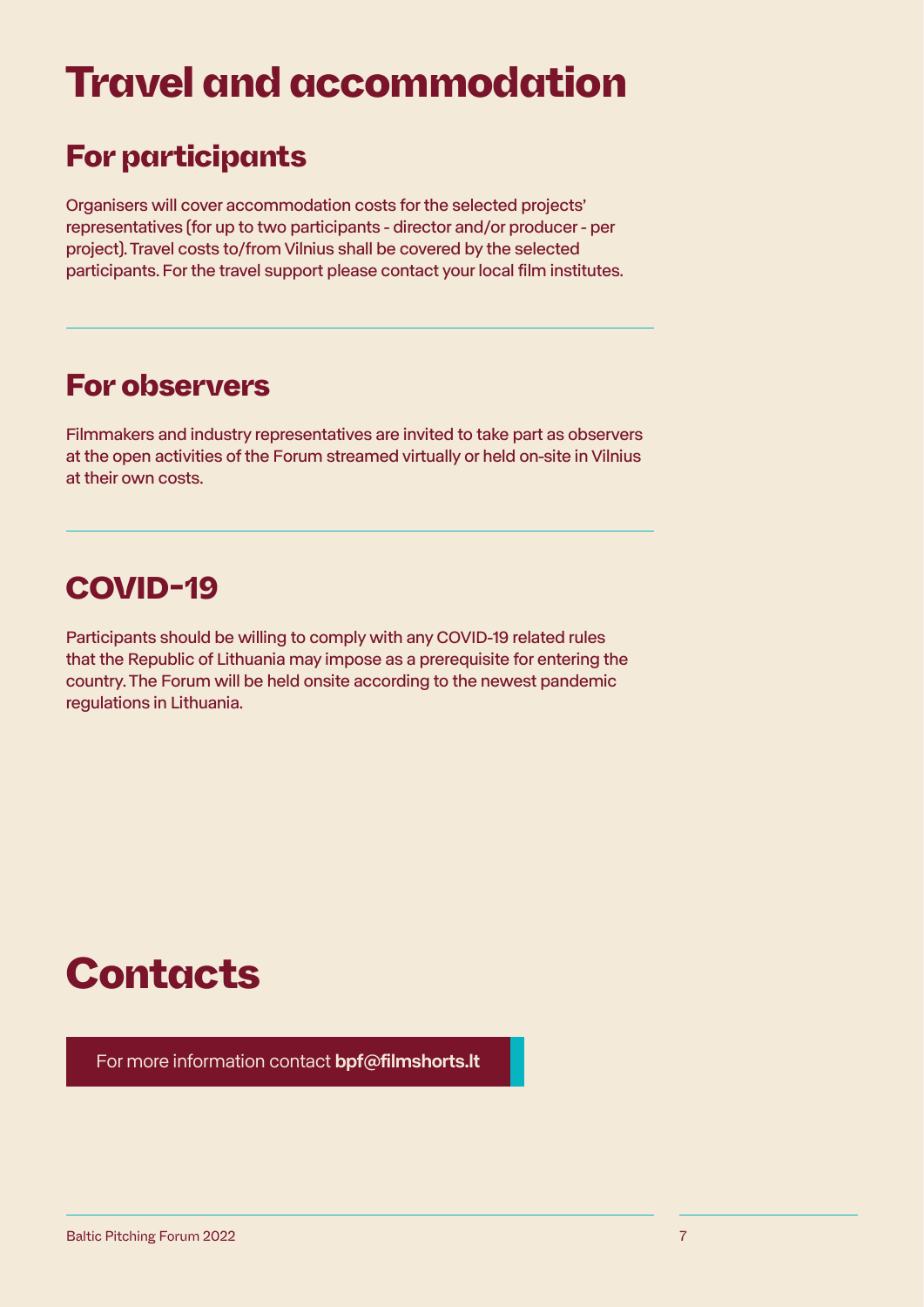# Travel and accommodation

## For participants

Organisers will cover accommodation costs for the selected projects' representatives (for up to two participants - director and/or producer - per project). Travel costs to/from Vilnius shall be covered by the selected participants. For the travel support please contact your local film institutes.

## For observers

Filmmakers and industry representatives are invited to take part as observers at the open activities of the Forum streamed virtually or held on-site in Vilnius at their own costs.

## COVID-19

Participants should be willing to comply with any COVID-19 related rules that the Republic of Lithuania may impose as a prerequisite for entering the country. The Forum will be held onsite according to the newest pandemic regulations in Lithuania.

# Contacts

For more information contact **bpf@filmshorts.lt**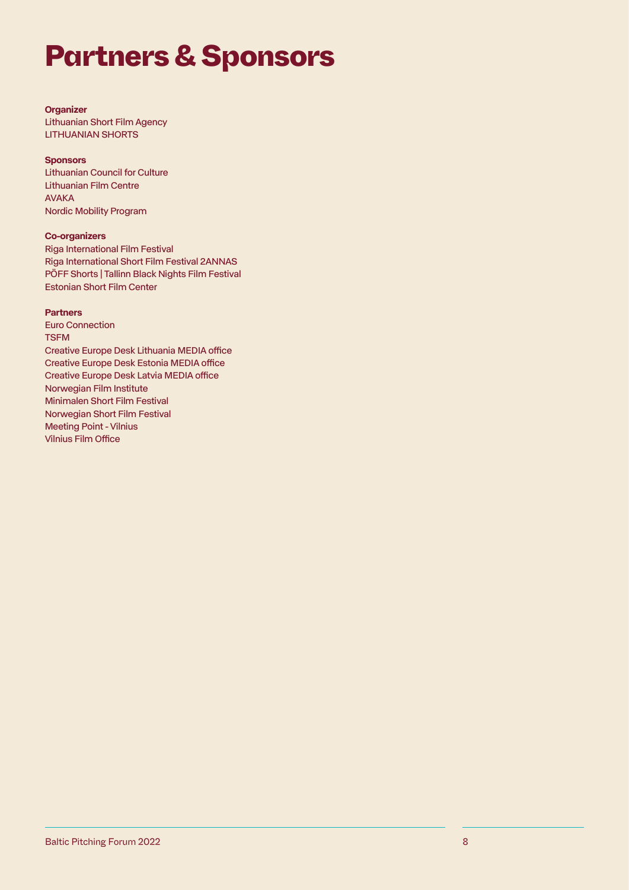# Partners & Sponsors

**Organizer**
Lithuanian Short Film Agency
LITHUANIAN SHORTS

**Sponsors**
Lithuanian Council for Culture
Lithuanian Film Centre
AVAKA
Nordic Mobility Program

**Co-organizers**
Riga International Film Festival
Riga International Short Film Festival 2ANNAS
PÖFF Shorts | Tallinn Black Nights Film Festival
Estonian Short Film Center

**Partners**
Euro Connection
TSFM
Creative Europe Desk Lithuania MEDIA office
Creative Europe Desk Estonia MEDIA office
Creative Europe Desk Latvia MEDIA office
Norwegian Film Institute
Minimalen Short Film Festival
Norwegian Short Film Festival
Meeting Point - Vilnius
Vilnius Film Office